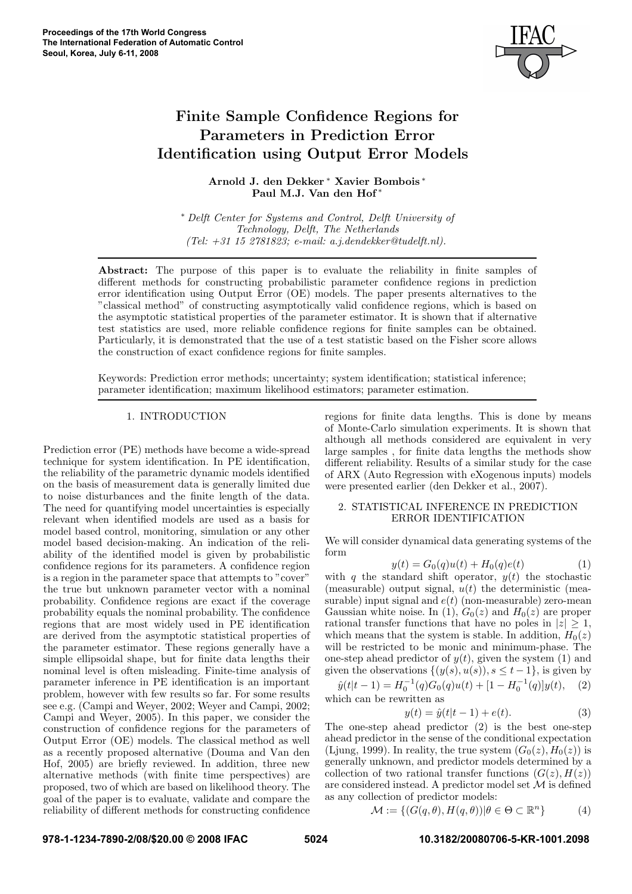# Finite Sample Confidence Regions for Parameters in Prediction Error Identification using Output Error Models

**Arnold J. den Dekker** [*] **Xavier Bombois** [*] **Paul M.J. Van den Hof** [*]

[*] *Delft Center for Systems and Control, Delft University of Technology, Delft, The Netherlands (Tel: +31 15 2781823; e-mail: a.j.dendekker@tudelft.nl).*

**Abstract:** The purpose of this paper is to evaluate the reliability in finite samples of different methods for constructing probabilistic parameter confidence regions in prediction error identification using Output Error (OE) models. The paper presents alternatives to the "classical method" of constructing asymptotically valid confidence regions, which is based on the asymptotic statistical properties of the parameter estimator. It is shown that if alternative test statistics are used, more reliable confidence regions for finite samples can be obtained. Particularly, it is demonstrated that the use of a test statistic based on the Fisher score allows the construction of exact confidence regions for finite samples.

Keywords: Prediction error methods; uncertainty; system identification; statistical inference; parameter identification; maximum likelihood estimators; parameter estimation.

## 1. INTRODUCTION

Prediction error (PE) methods have become a wide-spread technique for system identification. In PE identification, the reliability of the parametric dynamic models identified on the basis of measurement data is generally limited due to noise disturbances and the finite length of the data. The need for quantifying model uncertainties is especially relevant when identified models are used as a basis for model based control, monitoring, simulation or any other model based decision-making. An indication of the reliability of the identified model is given by probabilistic confidence regions for its parameters. A confidence region is a region in the parameter space that attempts to "cover" the true but unknown parameter vector with a nominal probability. Confidence regions are exact if the coverage probability equals the nominal probability. The confidence regions that are most widely used in PE identification are derived from the asymptotic statistical properties of the parameter estimator. These regions generally have a simple ellipsoidal shape, but for finite data lengths their nominal level is often misleading. Finite-time analysis of parameter inference in PE identification is an important problem, however with few results so far. For some results see e.g. (Campi and Weyer, 2002; Weyer and Campi, 2002; Campi and Weyer, 2005). In this paper, we consider the construction of confidence regions for the parameters of Output Error (OE) models. The classical method as well as a recently proposed alternative (Douma and Van den Hof, 2005) are briefly reviewed. In addition, three new alternative methods (with finite time perspectives) are proposed, two of which are based on likelihood theory. The goal of the paper is to evaluate, validate and compare the reliability of different methods for constructing confidence regions for finite data lengths. This is done by means of Monte-Carlo simulation experiments. It is shown that although all methods considered are equivalent in very large samples , for finite data lengths the methods show different reliability. Results of a similar study for the case of ARX (Auto Regression with eXogenous inputs) models were presented earlier (den Dekker et al., 2007).

## 2. STATISTICAL INFERENCE IN PREDICTION ERROR IDENTIFICATION

We will consider dynamical data generating systems of the form

$$y(t) = G_0(q)u(t) + H_0(q)e(t) \qquad (1)$$

with $q$ the standard shift operator, $y(t)$ the stochastic (measurable) output signal, $u(t)$ the deterministic (measurable) input signal and $e(t)$ (non-measurable) zero-mean Gaussian white noise. In (1), $G_0(z)$ and $H_0(z)$ are proper rational transfer functions that have no poles in $|z| \geq 1$, which means that the system is stable. In addition, $H_0(z)$ will be restricted to be monic and minimum-phase. The one-step ahead predictor of $y(t)$, given the system (1) and given the observations $\{(y(s), u(s)), s \leq t-1\}$, is given by

$$\hat{y}(t|t-1) = H_0^{-1}(q)G_0(q)u(t) + [1 - H_0^{-1}(q)]y(t), \qquad (2)$$

which can be rewritten as

$$y(t) = \hat{y}(t|t-1) + e(t). \qquad (3)$$

The one-step ahead predictor (2) is the best one-step ahead predictor in the sense of the conditional expectation (Ljung, 1999). In reality, the true system $(G_0(z), H_0(z))$ is generally unknown, and predictor models determined by a collection of two rational transfer functions $(G(z), H(z))$ are considered instead. A predictor model set $\mathcal{M}$ is defined as any collection of predictor models:

$$\mathcal{M} := \{(G(q,\theta), H(q,\theta)) | \theta \in \Theta \subset \mathbb{R}^n\} \qquad (4)$$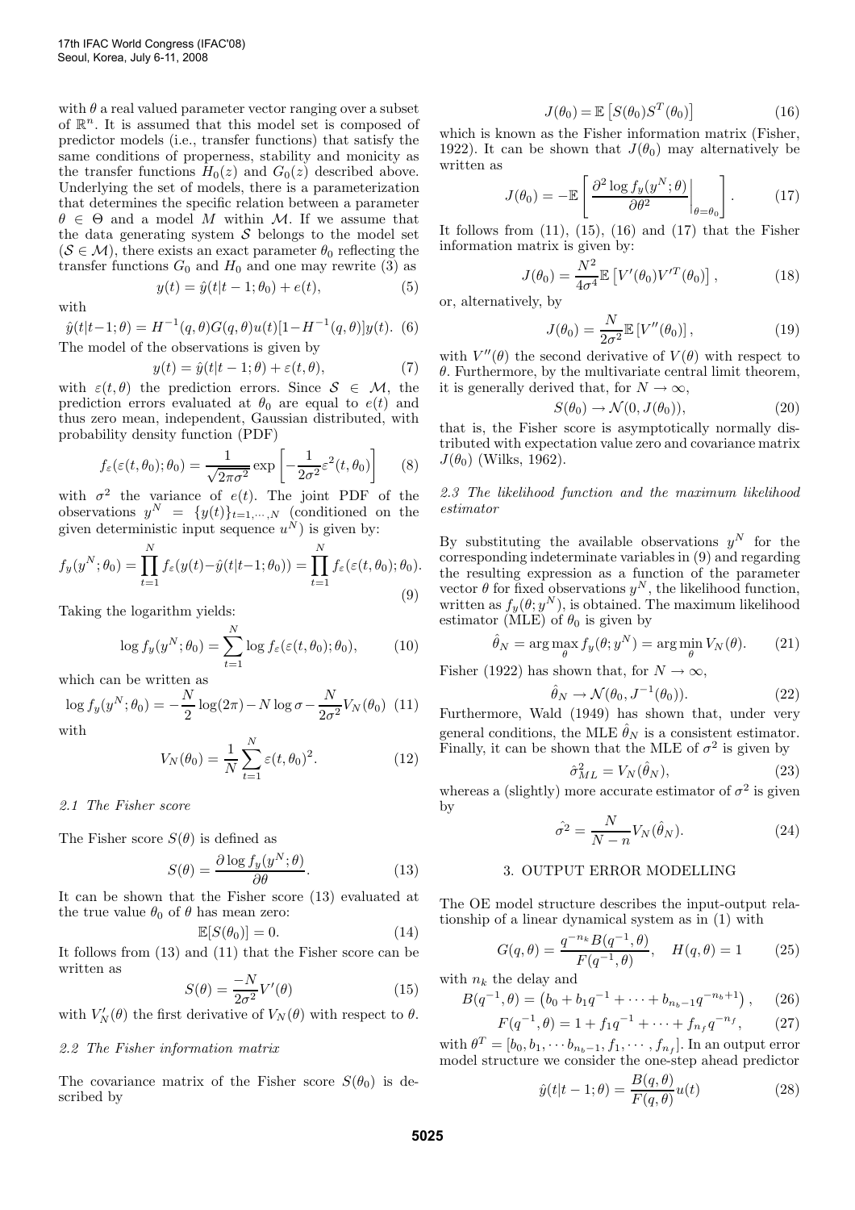with $\theta$ a real valued parameter vector ranging over a subset of $\mathbb{R}^n$. It is assumed that this model set is composed of predictor models (i.e., transfer functions) that satisfy the same conditions of properness, stability and monicity as the transfer functions $H_0(z)$ and $G_0(z)$ described above. Underlying the set of models, there is a parameterization that determines the specific relation between a parameter $\theta \in \Theta$ and a model $M$ within $\mathcal{M}$. If we assume that the data generating system $\mathcal{S}$ belongs to the model set ($\mathcal{S} \in \mathcal{M}$), there exists an exact parameter $\theta_0$ reflecting the transfer functions $G_0$ and $H_0$ and one may rewrite (3) as

$$y(t) = \hat{y}(t|t-1;\theta_0) + e(t), \tag{5}$$

with

$$\hat{y}(t|t-1;\theta) = H^{-1}(q,\theta)G(q,\theta)u(t)[1-H^{-1}(q,\theta)]y(t). \tag{6}$$

The model of the observations is given by

$$y(t) = \hat{y}(t|t-1;\theta) + \varepsilon(t,\theta), \tag{7}$$

with $\varepsilon(t,\theta)$ the prediction errors. Since $\mathcal{S} \in \mathcal{M}$, the prediction errors evaluated at $\theta_0$ are equal to $e(t)$ and thus zero mean, independent, Gaussian distributed, with probability density function (PDF)

$$f_\varepsilon(\varepsilon(t,\theta_0);\theta_0) = \frac{1}{\sqrt{2\pi\sigma^2}} \exp\left[-\frac{1}{2\sigma^2}\varepsilon^2(t,\theta_0)\right] \tag{8}$$

with $\sigma^2$ the variance of $e(t)$. The joint PDF of the observations $y^N = \{y(t)\}_{t=1,\cdots,N}$ (conditioned on the given deterministic input sequence $u^N$) is given by:

$$f_y(y^N;\theta_0) = \prod_{t=1}^{N} f_\varepsilon(y(t)-\hat{y}(t|t-1;\theta_0)) = \prod_{t=1}^{N} f_\varepsilon(\varepsilon(t,\theta_0);\theta_0). \tag{9}$$

Taking the logarithm yields:

$$\log f_y(y^N;\theta_0) = \sum_{t=1}^{N} \log f_\varepsilon(\varepsilon(t,\theta_0);\theta_0), \tag{10}$$

which can be written as

$$\log f_y(y^N;\theta_0) = -\frac{N}{2}\log(2\pi) - N\log\sigma - \frac{N}{2\sigma^2}V_N(\theta_0) \tag{11}$$

with

$$V_N(\theta_0) = \frac{1}{N}\sum_{t=1}^{N} \varepsilon(t,\theta_0)^2. \tag{12}$$

### 2.1 The Fisher score

The Fisher score $S(\theta)$ is defined as

$$S(\theta) = \frac{\partial \log f_y(y^N;\theta)}{\partial \theta}. \tag{13}$$

It can be shown that the Fisher score (13) evaluated at the true value $\theta_0$ of $\theta$ has mean zero:

$$\mathbb{E}[S(\theta_0)] = 0. \tag{14}$$

It follows from (13) and (11) that the Fisher score can be written as

$$S(\theta) = \frac{-N}{2\sigma^2}V'(\theta) \tag{15}$$

with $V_N'(\theta)$ the first derivative of $V_N(\theta)$ with respect to $\theta$.

### 2.2 The Fisher information matrix

The covariance matrix of the Fisher score $S(\theta_0)$ is described by

$$J(\theta_0) = \mathbb{E}\left[S(\theta_0)S^T(\theta_0)\right] \tag{16}$$

which is known as the Fisher information matrix (Fisher, 1922). It can be shown that $J(\theta_0)$ may alternatively be written as

$$J(\theta_0) = -\mathbb{E}\left[\left.\frac{\partial^2 \log f_y(y^N;\theta)}{\partial\theta^2}\right|_{\theta=\theta_0}\right]. \tag{17}$$

It follows from (11), (15), (16) and (17) that the Fisher information matrix is given by:

$$J(\theta_0) = \frac{N^2}{4\sigma^4}\mathbb{E}\left[V'(\theta_0)V'^T(\theta_0)\right], \tag{18}$$

or, alternatively, by

$$J(\theta_0) = \frac{N}{2\sigma^2}\mathbb{E}\left[V''(\theta_0)\right], \tag{19}$$

with $V''(\theta)$ the second derivative of $V(\theta)$ with respect to $\theta$. Furthermore, by the multivariate central limit theorem, it is generally derived that, for $N \to \infty$,

$$S(\theta_0) \to \mathcal{N}(0, J(\theta_0)), \tag{20}$$

that is, the Fisher score is asymptotically normally distributed with expectation value zero and covariance matrix $J(\theta_0)$ (Wilks, 1962).

### 2.3 The likelihood function and the maximum likelihood estimator

By substituting the available observations $y^N$ for the corresponding indeterminate variables in (9) and regarding the resulting expression as a function of the parameter vector $\theta$ for fixed observations $y^N$, the likelihood function, written as $f_y(\theta;y^N)$, is obtained. The maximum likelihood estimator (MLE) of $\theta_0$ is given by

$$\hat{\theta}_N = \arg\max_\theta f_y(\theta;y^N) = \arg\min_\theta V_N(\theta). \tag{21}$$

Fisher (1922) has shown that, for $N \to \infty$,

$$\hat{\theta}_N \to \mathcal{N}(\theta_0, J^{-1}(\theta_0)). \tag{22}$$

Furthermore, Wald (1949) has shown that, under very general conditions, the MLE $\hat{\theta}_N$ is a consistent estimator. Finally, it can be shown that the MLE of $\sigma^2$ is given by

$$\hat{\sigma}^2_{ML} = V_N(\hat{\theta}_N), \tag{23}$$

whereas a (slightly) more accurate estimator of $\sigma^2$ is given by

$$\hat{\sigma^2} = \frac{N}{N-n}V_N(\hat{\theta}_N). \tag{24}$$

## 3. OUTPUT ERROR MODELLING

The OE model structure describes the input-output relationship of a linear dynamical system as in (1) with

$$G(q,\theta) = \frac{q^{-n_k}B(q^{-1},\theta)}{F(q^{-1},\theta)}, \quad H(q,\theta) = 1 \tag{25}$$

with $n_k$ the delay and

$$B(q^{-1},\theta) = \left(b_0 + b_1 q^{-1} + \cdots + b_{n_b-1}q^{-n_b+1}\right), \tag{26}$$

$$F(q^{-1},\theta) = 1 + f_1 q^{-1} + \cdots + f_{n_f}q^{-n_f}, \tag{27}$$

with $\theta^T = [b_0, b_1, \cdots b_{n_b-1}, f_1, \cdots, f_{n_f}]$. In an output error model structure we consider the one-step ahead predictor

$$\hat{y}(t|t-1;\theta) = \frac{B(q,\theta)}{F(q,\theta)}u(t) \tag{28}$$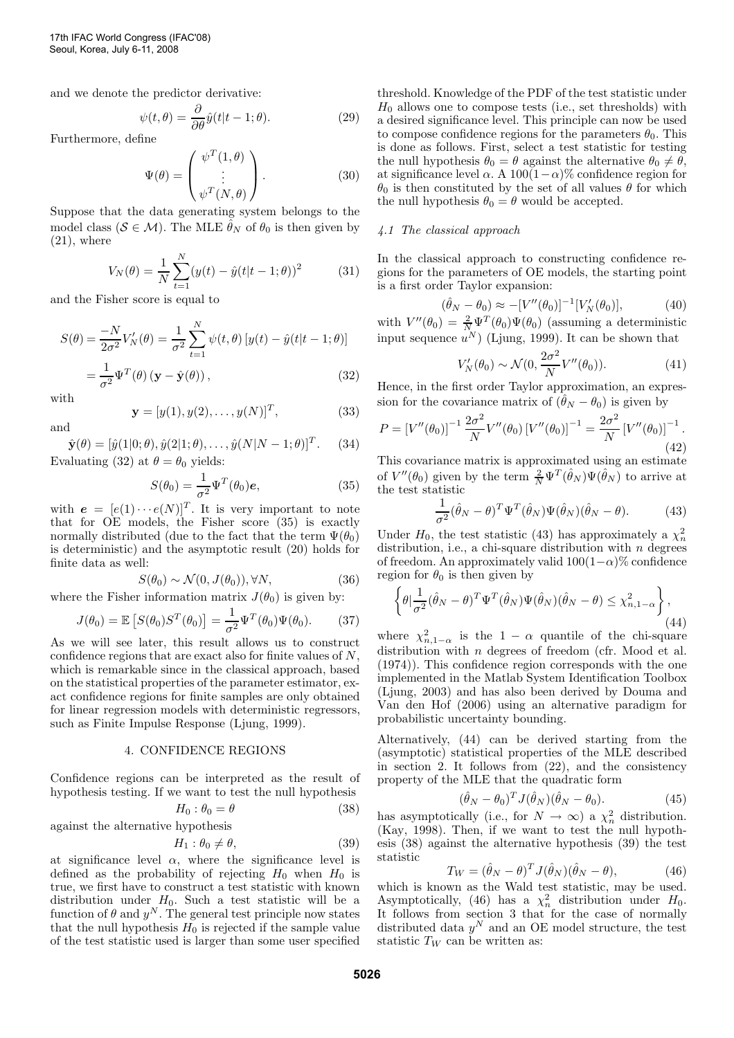and we denote the predictor derivative:

$$\psi(t, \theta) = \frac{\partial}{\partial \theta} \hat{y}(t|t-1; \theta). \tag{29}$$

Furthermore, define

$$\Psi(\theta) = \begin{pmatrix} \psi^T(1, \theta) \\ \vdots \\ \psi^T(N, \theta) \end{pmatrix}. \tag{30}$$

Suppose that the data generating system belongs to the model class ($\mathcal{S} \in \mathcal{M}$). The MLE $\hat{\theta}_N$ of $\theta_0$ is then given by (21), where

$$V_N(\theta) = \frac{1}{N} \sum_{t=1}^{N} (y(t) - \hat{y}(t|t-1; \theta))^2 \tag{31}$$

and the Fisher score is equal to

$$\begin{aligned} S(\theta) &= \frac{-N}{2\sigma^2} V_N'(\theta) = \frac{1}{\sigma^2} \sum_{t=1}^{N} \psi(t, \theta) \left[ y(t) - \hat{y}(t|t-1; \theta) \right] \\ &= \frac{1}{\sigma^2} \Psi^T(\theta) \left( \mathbf{y} - \hat{\mathbf{y}}(\theta) \right), \end{aligned} \tag{32}$$

with

$$\mathbf{y} = [y(1), y(2), \ldots, y(N)]^T, \tag{33}$$

and

$$\hat{\mathbf{y}}(\theta) = [\hat{y}(1|0; \theta), \hat{y}(2|1; \theta), \ldots, \hat{y}(N|N-1; \theta)]^T. \tag{34}$$

Evaluating (32) at $\theta = \theta_0$ yields:

$$S(\theta_0) = \frac{1}{\sigma^2} \Psi^T(\theta_0) \boldsymbol{e}, \tag{35}$$

with $\boldsymbol{e} = [e(1) \cdots e(N)]^T$. It is very important to note that for OE models, the Fisher score (35) is exactly normally distributed (due to the fact that the term $\Psi(\theta_0)$ is deterministic) and the asymptotic result (20) holds for finite data as well:

$$S(\theta_0) \sim \mathcal{N}(0, J(\theta_0)), \forall N, \tag{36}$$

where the Fisher information matrix $J(\theta_0)$ is given by:

$$J(\theta_0) = \mathbb{E}\left[ S(\theta_0) S^T(\theta_0) \right] = \frac{1}{\sigma^2} \Psi^T(\theta_0) \Psi(\theta_0). \tag{37}$$

As we will see later, this result allows us to construct confidence regions that are exact also for finite values of $N$, which is remarkable since in the classical approach, based on the statistical properties of the parameter estimator, exact confidence regions for finite samples are only obtained for linear regression models with deterministic regressors, such as Finite Impulse Response (Ljung, 1999).

## 4. CONFIDENCE REGIONS

Confidence regions can be interpreted as the result of hypothesis testing. If we want to test the null hypothesis

$$H_0 : \theta_0 = \theta \tag{38}$$

against the alternative hypothesis

$$H_1 : \theta_0 \neq \theta, \tag{39}$$

at significance level $\alpha$, where the significance level is defined as the probability of rejecting $H_0$ when $H_0$ is true, we first have to construct a test statistic with known distribution under $H_0$. Such a test statistic will be a function of $\theta$ and $y^N$. The general test principle now states that the null hypothesis $H_0$ is rejected if the sample value of the test statistic used is larger than some user specified threshold. Knowledge of the PDF of the test statistic under $H_0$ allows one to compose tests (i.e., set thresholds) with a desired significance level. This principle can now be used to compose confidence regions for the parameters $\theta_0$. This is done as follows. First, select a test statistic for testing the null hypothesis $\theta_0 = \theta$ against the alternative $\theta_0 \neq \theta$, at significance level $\alpha$. A $100(1-\alpha)\%$ confidence region for $\theta_0$ is then constituted by the set of all values $\theta$ for which the null hypothesis $\theta_0 = \theta$ would be accepted.

### *4.1 The classical approach*

In the classical approach to constructing confidence regions for the parameters of OE models, the starting point is a first order Taylor expansion:

$$(\hat{\theta}_N - \theta_0) \approx -[V''(\theta_0)]^{-1} [V_N'(\theta_0)], \tag{40}$$

with $V''(\theta_0) = \frac{2}{N} \Psi^T(\theta_0) \Psi(\theta_0)$ (assuming a deterministic input sequence $u^N$) (Ljung, 1999). It can be shown that

$$V_N'(\theta_0) \sim \mathcal{N}(0, \frac{2\sigma^2}{N} V''(\theta_0)). \tag{41}$$

Hence, in the first order Taylor approximation, an expression for the covariance matrix of $(\hat{\theta}_N - \theta_0)$ is given by

$$P = \left[ V''(\theta_0) \right]^{-1} \frac{2\sigma^2}{N} V''(\theta_0) \left[ V''(\theta_0) \right]^{-1} = \frac{2\sigma^2}{N} \left[ V''(\theta_0) \right]^{-1}. \tag{42}$$

This covariance matrix is approximated using an estimate of $V''(\theta_0)$ given by the term $\frac{2}{N} \Psi^T(\hat{\theta}_N) \Psi(\hat{\theta}_N)$ to arrive at the test statistic

$$\frac{1}{\sigma^2} (\hat{\theta}_N - \theta)^T \Psi^T(\hat{\theta}_N) \Psi(\hat{\theta}_N) (\hat{\theta}_N - \theta). \tag{43}$$

Under $H_0$, the test statistic (43) has approximately a $\chi_n^2$ distribution, i.e., a chi-square distribution with $n$ degrees of freedom. An approximately valid $100(1-\alpha)\%$ confidence region for $\theta_0$ is then given by

$$\left\{ \theta \middle| \frac{1}{\sigma^2} (\hat{\theta}_N - \theta)^T \Psi^T(\hat{\theta}_N) \Psi(\hat{\theta}_N) (\hat{\theta}_N - \theta) \leq \chi^2_{n,1-\alpha} \right\}, \tag{44}$$

where $\chi^2_{n,1-\alpha}$ is the $1 - \alpha$ quantile of the chi-square distribution with $n$ degrees of freedom (cfr. Mood et al. (1974)). This confidence region corresponds with the one implemented in the Matlab System Identification Toolbox (Ljung, 2003) and has also been derived by Douma and Van den Hof (2006) using an alternative paradigm for probabilistic uncertainty bounding.

Alternatively, (44) can be derived starting from the (asymptotic) statistical properties of the MLE described in section 2. It follows from (22), and the consistency property of the MLE that the quadratic form

$$(\hat{\theta}_N - \theta_0)^T J(\hat{\theta}_N) (\hat{\theta}_N - \theta_0). \tag{45}$$

has asymptotically (i.e., for $N \to \infty$) a $\chi_n^2$ distribution. (Kay, 1998). Then, if we want to test the null hypothesis (38) against the alternative hypothesis (39) the test statistic

$$T_W = (\hat{\theta}_N - \theta)^T J(\hat{\theta}_N) (\hat{\theta}_N - \theta), \tag{46}$$

which is known as the Wald test statistic, may be used. Asymptotically, (46) has a $\chi_n^2$ distribution under $H_0$. It follows from section 3 that for the case of normally distributed data $y^N$ and an OE model structure, the test statistic $T_W$ can be written as: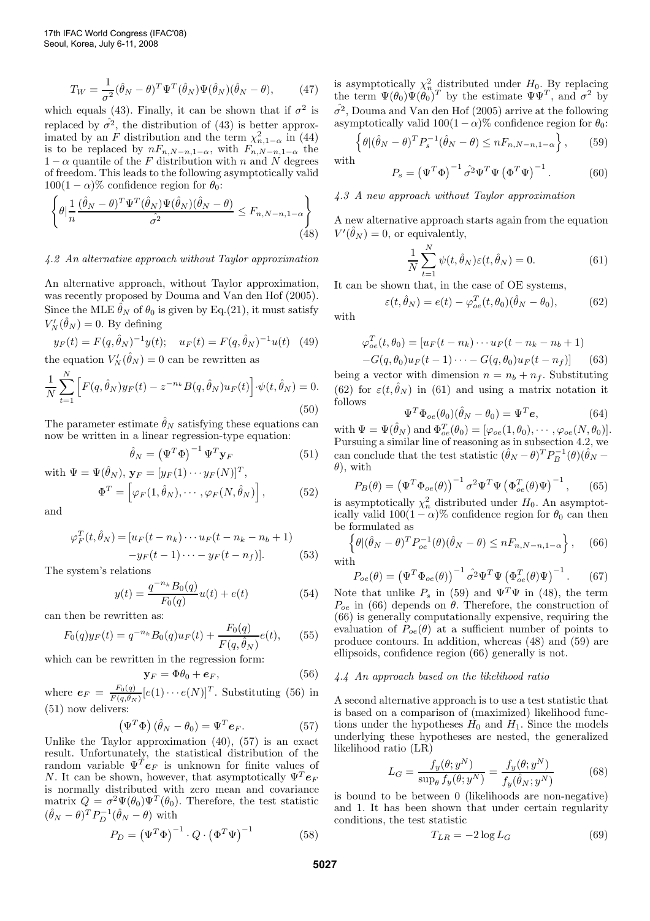$$T_W = \frac{1}{\sigma^2}(\hat{\theta}_N - \theta)^T \Psi^T(\hat{\theta}_N)\Psi(\hat{\theta}_N)(\hat{\theta}_N - \theta), \qquad (47)$$

which equals (43). Finally, it can be shown that if $\sigma^2$ is replaced by $\hat{\sigma^2}$, the distribution of (43) is better approximated by an $F$ distribution and the term $\chi^2_{n,1-\alpha}$ in (44) is to be replaced by $nF_{n,N-n,1-\alpha}$, with $F_{n,N-n,1-\alpha}$ the $1-\alpha$ quantile of the $F$ distribution with $n$ and $N$ degrees of freedom. This leads to the following asymptotically valid $100(1-\alpha)\%$ confidence region for $\theta_0$:

$$\left\{ \theta | \frac{1}{n} \frac{(\hat{\theta}_N - \theta)^T \Psi^T(\hat{\theta}_N)\Psi(\hat{\theta}_N)(\hat{\theta}_N - \theta)}{\hat{\sigma^2}} \leq F_{n,N-n,1-\alpha} \right\} \qquad (48)$$

### 4.2 An alternative approach without Taylor approximation

An alternative approach, without Taylor approximation, was recently proposed by Douma and Van den Hof (2005). Since the MLE $\hat{\theta}_N$ of $\theta_0$ is given by Eq.(21), it must satisfy $V'_N(\hat{\theta}_N) = 0$. By defining

$$y_F(t) = F(q, \hat{\theta}_N)^{-1} y(t); \quad u_F(t) = F(q, \hat{\theta}_N)^{-1} u(t) \quad (49)$$

the equation $V'_N(\hat{\theta}_N) = 0$ can be rewritten as

$$\frac{1}{N}\sum_{t=1}^{N} \Big[ F(q,\hat{\theta}_N) y_F(t) - z^{-n_k} B(q,\hat{\theta}_N) u_F(t) \Big] \cdot \psi(t,\hat{\theta}_N) = 0. \qquad (50)$$

The parameter estimate $\hat{\theta}_N$ satisfying these equations can now be written in a linear regression-type equation:

$$\hat{\theta}_N = \left(\Psi^T \Phi\right)^{-1} \Psi^T \mathbf{y}_F \qquad (51)$$

with $\Psi = \Psi(\hat{\theta}_N)$, $\mathbf{y}_F = [y_F(1) \cdots y_F(N)]^T$,

$$\Phi^T = \left[ \varphi_F(1,\hat{\theta}_N), \cdots, \varphi_F(N,\hat{\theta}_N) \right], \qquad (52)$$

and

$$\begin{aligned} \varphi_F^T(t,\hat{\theta}_N) = [&u_F(t-n_k) \cdots u_F(t-n_k-n_b+1) \\ &- y_F(t-1) \cdots - y_F(t-n_f)]. \end{aligned} \qquad (53)$$

The system's relations

$$y(t) = \frac{q^{-n_k} B_0(q)}{F_0(q)} u(t) + e(t) \qquad (54)$$

can then be rewritten as:

$$F_0(q) y_F(t) = q^{-n_k} B_0(q) u_F(t) + \frac{F_0(q)}{F(q,\hat{\theta}_N)} e(t), \qquad (55)$$

which can be rewritten in the regression form:

$$\mathbf{y}_F = \Phi \theta_0 + \boldsymbol{e}_F, \qquad (56)$$

where $\boldsymbol{e}_F = \frac{F_0(q)}{F(q,\hat{\theta}_N)} [e(1) \cdots e(N)]^T$. Substituting (56) in (51) now delivers:

$$\left(\Psi^T \Phi\right)(\hat{\theta}_N - \theta_0) = \Psi^T \boldsymbol{e}_F. \qquad (57)$$

Unlike the Taylor approximation (40), (57) is an exact result. Unfortunately, the statistical distribution of the random variable $\Psi^T \boldsymbol{e}_F$ is unknown for finite values of $N$. It can be shown, however, that asymptotically $\Psi^T \boldsymbol{e}_F$ is normally distributed with zero mean and covariance matrix $Q = \sigma^2 \Psi(\theta_0) \Psi^T(\theta_0)$. Therefore, the test statistic $(\hat{\theta}_N - \theta)^T P_D^{-1} (\hat{\theta}_N - \theta)$ with

$$P_D = \left(\Psi^T \Phi\right)^{-1} \cdot Q \cdot \left(\Phi^T \Psi\right)^{-1} \qquad (58)$$

is asymptotically $\chi^2_n$ distributed under $H_0$. By replacing the term $\Psi(\theta_0)\Psi(\theta_0)^T$ by the estimate $\Psi\Psi^T$, and $\sigma^2$ by $\hat{\sigma^2}$, Douma and Van den Hof (2005) arrive at the following asymptotically valid $100(1-\alpha)\%$ confidence region for $\theta_0$:

$$\left\{ \theta | (\hat{\theta}_N - \theta)^T P_s^{-1} (\hat{\theta}_N - \theta) \leq nF_{n,N-n,1-\alpha} \right\}, \qquad (59)$$

with

$$P_s = \left(\Psi^T \Phi\right)^{-1} \hat{\sigma^2} \Psi^T \Psi \left(\Phi^T \Psi\right)^{-1}. \qquad (60)$$

### 4.3 A new approach without Taylor approximation

A new alternative approach starts again from the equation $V'(\hat{\theta}_N) = 0$, or equivalently,

$$\frac{1}{N}\sum_{t=1}^{N} \psi(t,\hat{\theta}_N) \varepsilon(t,\hat{\theta}_N) = 0. \qquad (61)$$

It can be shown that, in the case of OE systems,

$$\varepsilon(t,\hat{\theta}_N) = e(t) - \varphi_{oe}^T(t,\theta_0)(\hat{\theta}_N - \theta_0), \qquad (62)$$

with

$$\begin{aligned} \varphi_{oe}^T(t,\theta_0) = [&u_F(t-n_k) \cdots u_F(t-n_k-n_b+1) \\ &- G(q,\theta_0) u_F(t-1) \cdots - G(q,\theta_0) u_F(t-n_f)] \end{aligned} \qquad (63)$$

being a vector with dimension $n = n_b + n_f$. Substituting (62) for $\varepsilon(t,\hat{\theta}_N)$ in (61) and using a matrix notation it follows

$$\Psi^T \Phi_{oe}(\theta_0)(\hat{\theta}_N - \theta_0) = \Psi^T \boldsymbol{e}, \qquad (64)$$

with $\Psi = \Psi(\hat{\theta}_N)$ and $\Phi_{oe}^T(\theta_0) = [\varphi_{oe}(1,\theta_0), \cdots, \varphi_{oe}(N,\theta_0)]$. Pursuing a similar line of reasoning as in subsection 4.2, we can conclude that the test statistic $(\hat{\theta}_N - \theta)^T P_B^{-1}(\theta)(\hat{\theta}_N - \theta)$, with

$$P_B(\theta) = \left(\Psi^T \Phi_{oe}(\theta)\right)^{-1} \sigma^2 \Psi^T \Psi \left(\Phi_{oe}^T(\theta) \Psi\right)^{-1}, \qquad (65)$$

is asymptotically $\chi^2_n$ distributed under $H_0$. An asymptotically valid $100(1-\alpha)\%$ confidence region for $\theta_0$ can then be formulated as

$$\left\{ \theta | (\hat{\theta}_N - \theta)^T P_{oe}^{-1}(\theta) (\hat{\theta}_N - \theta) \leq nF_{n,N-n,1-\alpha} \right\}, \qquad (66)$$

with

$$P_{oe}(\theta) = \left(\Psi^T \Phi_{oe}(\theta)\right)^{-1} \hat{\sigma^2} \Psi^T \Psi \left(\Phi_{oe}^T(\theta) \Psi\right)^{-1}. \qquad (67)$$

Note that unlike $P_s$ in (59) and $\Psi^T\Psi$ in (48), the term $P_{oe}$ in (66) depends on $\theta$. Therefore, the construction of (66) is generally computationally expensive, requiring the evaluation of $P_{oe}(\theta)$ at a sufficient number of points to produce contours. In addition, whereas (48) and (59) are ellipsoids, confidence region (66) generally is not.

### 4.4 An approach based on the likelihood ratio

A second alternative approach is to use a test statistic that is based on a comparison of (maximized) likelihood functions under the hypotheses $H_0$ and $H_1$. Since the models underlying these hypotheses are nested, the generalized likelihood ratio (LR)

$$L_G = \frac{f_y(\theta; y^N)}{\sup_\theta f_y(\theta; y^N)} = \frac{f_y(\theta; y^N)}{f_y(\hat{\theta}_N; y^N)} \qquad (68)$$

is bound to be between 0 (likelihoods are non-negative) and 1. It has been shown that under certain regularity conditions, the test statistic

$$T_{LR} = -2 \log L_G \qquad (69)$$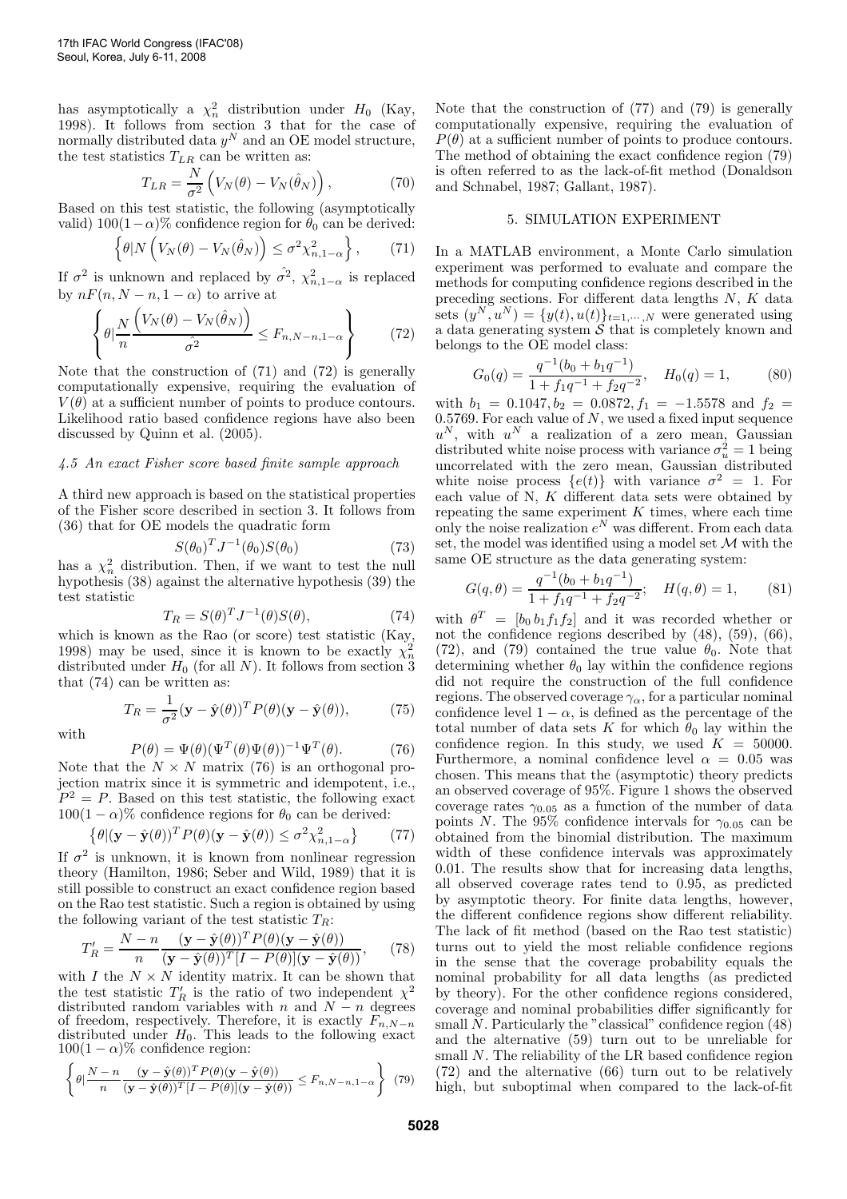has asymptotically a $\chi^2_n$ distribution under $H_0$ (Kay, 1998). It follows from section 3 that for the case of normally distributed data $y^N$ and an OE model structure, the test statistics $T_{LR}$ can be written as:

$$T_{LR} = \frac{N}{\sigma^2}\left(V_N(\theta) - V_N(\hat{\theta}_N)\right), \tag{70}$$

Based on this test statistic, the following (asymptotically valid) $100(1-\alpha)\%$ confidence region for $\theta_0$ can be derived:

$$\left\{\theta | N\left(V_N(\theta) - V_N(\hat{\theta}_N)\right) \leq \sigma^2\chi^2_{n,1-\alpha}\right\}, \tag{71}$$

If $\sigma^2$ is unknown and replaced by $\hat{\sigma^2}$, $\chi^2_{n,1-\alpha}$ is replaced by $nF(n, N-n, 1-\alpha)$ to arrive at

$$\left\{\theta | \frac{N}{n}\frac{\left(V_N(\theta) - V_N(\hat{\theta}_N)\right)}{\hat{\sigma^2}} \leq F_{n,N-n,1-\alpha}\right\} \tag{72}$$

Note that the construction of (71) and (72) is generally computationally expensive, requiring the evaluation of $V(\theta)$ at a sufficient number of points to produce contours. Likelihood ratio based confidence regions have also been discussed by Quinn et al. (2005).

### 4.5 An exact Fisher score based finite sample approach

A third new approach is based on the statistical properties of the Fisher score described in section 3. It follows from (36) that for OE models the quadratic form

$$S(\theta_0)^T J^{-1}(\theta_0) S(\theta_0) \tag{73}$$

has a $\chi^2_n$ distribution. Then, if we want to test the null hypothesis (38) against the alternative hypothesis (39) the test statistic

$$T_R = S(\theta)^T J^{-1}(\theta) S(\theta), \tag{74}$$

which is known as the Rao (or score) test statistic (Kay, 1998) may be used, since it is known to be exactly $\chi^2_n$ distributed under $H_0$ (for all $N$). It follows from section 3 that (74) can be written as:

$$T_R = \frac{1}{\sigma^2}(\mathbf{y} - \hat{\mathbf{y}}(\theta))^T P(\theta)(\mathbf{y} - \hat{\mathbf{y}}(\theta)), \tag{75}$$

with

$$P(\theta) = \Psi(\theta)(\Psi^T(\theta)\Psi(\theta))^{-1}\Psi^T(\theta). \tag{76}$$

Note that the $N \times N$ matrix (76) is an orthogonal projection matrix since it is symmetric and idempotent, i.e., $P^2 = P$. Based on this test statistic, the following exact $100(1-\alpha)\%$ confidence regions for $\theta_0$ can be derived:

$$\left\{\theta | (\mathbf{y} - \hat{\mathbf{y}}(\theta))^T P(\theta)(\mathbf{y} - \hat{\mathbf{y}}(\theta)) \leq \sigma^2\chi^2_{n,1-\alpha}\right\} \tag{77}$$

If $\sigma^2$ is unknown, it is known from nonlinear regression theory (Hamilton, 1986; Seber and Wild, 1989) that it is still possible to construct an exact confidence region based on the Rao test statistic. Such a region is obtained by using the following variant of the test statistic $T_R$:

$$T'_R = \frac{N-n}{n}\frac{(\mathbf{y} - \hat{\mathbf{y}}(\theta))^T P(\theta)(\mathbf{y} - \hat{\mathbf{y}}(\theta))}{(\mathbf{y} - \hat{\mathbf{y}}(\theta))^T[I - P(\theta)](\mathbf{y} - \hat{\mathbf{y}}(\theta))}, \tag{78}$$

with $I$ the $N \times N$ identity matrix. It can be shown that the test statistic $T'_R$ is the ratio of two independent $\chi^2$ distributed random variables with $n$ and $N-n$ degrees of freedom, respectively. Therefore, it is exactly $F_{n,N-n}$ distributed under $H_0$. This leads to the following exact $100(1-\alpha)\%$ confidence region:

$$\left\{\theta | \frac{N-n}{n}\frac{(\mathbf{y} - \hat{\mathbf{y}}(\theta))^T P(\theta)(\mathbf{y} - \hat{\mathbf{y}}(\theta))}{(\mathbf{y} - \hat{\mathbf{y}}(\theta))^T[I - P(\theta)](\mathbf{y} - \hat{\mathbf{y}}(\theta))} \leq F_{n,N-n,1-\alpha}\right\} \tag{79}$$

Note that the construction of (77) and (79) is generally computationally expensive, requiring the evaluation of $P(\theta)$ at a sufficient number of points to produce contours. The method of obtaining the exact confidence region (79) is often referred to as the lack-of-fit method (Donaldson and Schnabel, 1987; Gallant, 1987).

## 5. SIMULATION EXPERIMENT

In a MATLAB environment, a Monte Carlo simulation experiment was performed to evaluate and compare the methods for computing confidence regions described in the preceding sections. For different data lengths $N$, $K$ data sets $(y^N, u^N) = \{y(t), u(t)\}_{t=1,\cdots,N}$ were generated using a data generating system $\mathcal{S}$ that is completely known and belongs to the OE model class:

$$G_0(q) = \frac{q^{-1}(b_0 + b_1 q^{-1})}{1 + f_1 q^{-1} + f_2 q^{-2}}, \quad H_0(q) = 1, \tag{80}$$

with $b_1 = 0.1047, b_2 = 0.0872, f_1 = -1.5578$ and $f_2 = 0.5769$. For each value of $N$, we used a fixed input sequence $u^N$, with $u^N$ a realization of a zero mean, Gaussian distributed white noise process with variance $\sigma_u^2 = 1$ being uncorrelated with the zero mean, Gaussian distributed white noise process $\{e(t)\}$ with variance $\sigma^2 = 1$. For each value of N, $K$ different data sets were obtained by repeating the same experiment $K$ times, where each time only the noise realization $e^N$ was different. From each data set, the model was identified using a model set $\mathcal{M}$ with the same OE structure as the data generating system:

$$G(q,\theta) = \frac{q^{-1}(b_0 + b_1 q^{-1})}{1 + f_1 q^{-1} + f_2 q^{-2}}; \quad H(q,\theta) = 1, \tag{81}$$

with $\theta^T = [b_0\, b_1 f_1 f_2]$ and it was recorded whether or not the confidence regions described by (48), (59), (66), (72), and (79) contained the true value $\theta_0$. Note that determining whether $\theta_0$ lay within the confidence regions did not require the construction of the full confidence regions. The observed coverage $\gamma_\alpha$, for a particular nominal confidence level $1-\alpha$, is defined as the percentage of the total number of data sets $K$ for which $\theta_0$ lay within the confidence region. In this study, we used $K = 50000$. Furthermore, a nominal confidence level $\alpha = 0.05$ was chosen. This means that the (asymptotic) theory predicts an observed coverage of 95%. Figure 1 shows the observed coverage rates $\gamma_{0.05}$ as a function of the number of data points $N$. The 95% confidence intervals for $\gamma_{0.05}$ can be obtained from the binomial distribution. The maximum width of these confidence intervals was approximately 0.01. The results show that for increasing data lengths, all observed coverage rates tend to 0.95, as predicted by asymptotic theory. For finite data lengths, however, the different confidence regions show different reliability. The lack of fit method (based on the Rao test statistic) turns out to yield the most reliable confidence regions in the sense that the coverage probability equals the nominal probability for all data lengths (as predicted by theory). For the other confidence regions considered, coverage and nominal probabilities differ significantly for small $N$. Particularly the "classical" confidence region (48) and the alternative (59) turn out to be unreliable for small $N$. The reliability of the LR based confidence region (72) and the alternative (66) turn out to be relatively high, but suboptimal when compared to the lack-of-fit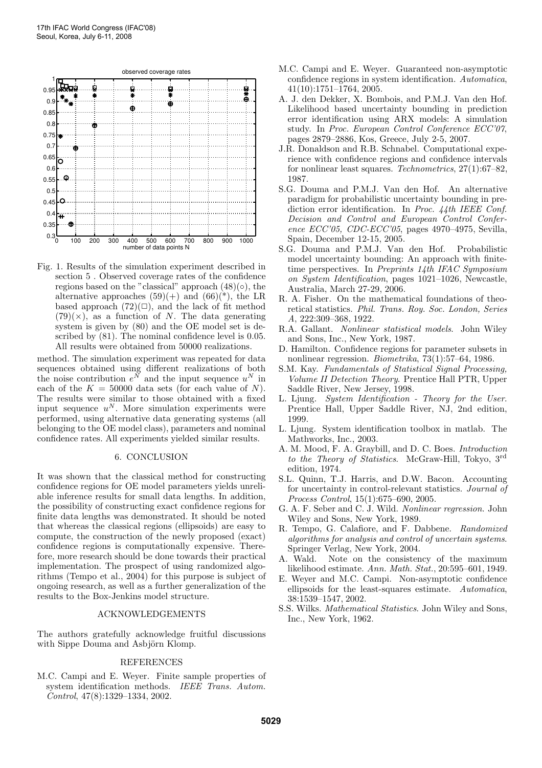observed coverage rates

number of data points N

1
0.95
0.9
0.85
0.8
0.75
0.7
0.65
0.6
0.55
0.5
0.45
0.4
0.35
0.3

0 100 200 300 400 500 600 700 800 900 1000

Fig. 1. Results of the simulation experiment described in section 5 . Observed coverage rates of the confidence regions based on the "classical" approach (48)(◦), the alternative approaches (59)(+) and (66)(*), the LR based approach (72)(□), and the lack of fit method (79)(×), as a function of $N$. The data generating system is given by (80) and the OE model set is described by (81). The nominal confidence level is 0.05. All results were obtained from 50000 realizations.

method. The simulation experiment was repeated for data sequences obtained using different realizations of both the noise contribution $e^N$ and the input sequence $u^N$ in each of the $K = 50000$ data sets (for each value of $N$). The results were similar to those obtained with a fixed input sequence $u^N$. More simulation experiments were performed, using alternative data generating systems (all belonging to the OE model class), parameters and nominal confidence rates. All experiments yielded similar results.

## 6. CONCLUSION

It was shown that the classical method for constructing confidence regions for OE model parameters yields unreliable inference results for small data lengths. In addition, the possibility of constructing exact confidence regions for finite data lengths was demonstrated. It should be noted that whereas the classical regions (ellipsoids) are easy to compute, the construction of the newly proposed (exact) confidence regions is computationally expensive. Therefore, more research should be done towards their practical implementation. The prospect of using randomized algorithms (Tempo et al., 2004) for this purpose is subject of ongoing research, as well as a further generalization of the results to the Box-Jenkins model structure.

## ACKNOWLEDGEMENTS

The authors gratefully acknowledge fruitful discussions with Sippe Douma and Asbjörn Klomp.

## REFERENCES

M.C. Campi and E. Weyer. Finite sample properties of system identification methods. *IEEE Trans. Autom. Control*, 47(8):1329–1334, 2002.

M.C. Campi and E. Weyer. Guaranteed non-asymptotic confidence regions in system identification. *Automatica*, 41(10):1751–1764, 2005.

A. J. den Dekker, X. Bombois, and P.M.J. Van den Hof. Likelihood based uncertainty bounding in prediction error identification using ARX models: A simulation study. In *Proc. European Control Conference ECC'07*, pages 2879–2886, Kos, Greece, July 2-5, 2007.

J.R. Donaldson and R.B. Schnabel. Computational experience with confidence regions and confidence intervals for nonlinear least squares. *Technometrics*, 27(1):67–82, 1987.

S.G. Douma and P.M.J. Van den Hof. An alternative paradigm for probabilistic uncertainty bounding in prediction error identification. In *Proc. 44th IEEE Conf. Decision and Control and European Control Conference ECC'05, CDC-ECC'05*, pages 4970–4975, Sevilla, Spain, December 12-15, 2005.

S.G. Douma and P.M.J. Van den Hof. Probabilistic model uncertainty bounding: An approach with finite-time perspectives. In *Preprints 14th IFAC Symposium on System Identification*, pages 1021–1026, Newcastle, Australia, March 27-29, 2006.

R. A. Fisher. On the mathematical foundations of theoretical statistics. *Phil. Trans. Roy. Soc. London, Series A*, 222:309–368, 1922.

R.A. Gallant. *Nonlinear statistical models*. John Wiley and Sons, Inc., New York, 1987.

D. Hamilton. Confidence regions for parameter subsets in nonlinear regression. *Biometrika*, 73(1):57–64, 1986.

S.M. Kay. *Fundamentals of Statistical Signal Processing, Volume II Detection Theory*. Prentice Hall PTR, Upper Saddle River, New Jersey, 1998.

L. Ljung. *System Identification - Theory for the User*. Prentice Hall, Upper Saddle River, NJ, 2nd edition, 1999.

L. Ljung. System identification toolbox in matlab. The Mathworks, Inc., 2003.

A. M. Mood, F. A. Graybill, and D. C. Boes. *Introduction to the Theory of Statistics*. McGraw-Hill, Tokyo, 3rd edition, 1974.

S.L. Quinn, T.J. Harris, and D.W. Bacon. Accounting for uncertainty in control-relevant statistics. *Journal of Process Control*, 15(1):675–690, 2005.

G. A. F. Seber and C. J. Wild. *Nonlinear regression*. John Wiley and Sons, New York, 1989.

R. Tempo, G. Calafiore, and F. Dabbene. *Randomized algorithms for analysis and control of uncertain systems*. Springer Verlag, New York, 2004.

A. Wald. Note on the consistency of the maximum likelihood estimate. *Ann. Math. Stat.*, 20:595–601, 1949.

E. Weyer and M.C. Campi. Non-asymptotic confidence ellipsoids for the least-squares estimate. *Automatica*, 38:1539–1547, 2002.

S.S. Wilks. *Mathematical Statistics*. John Wiley and Sons, Inc., New York, 1962.